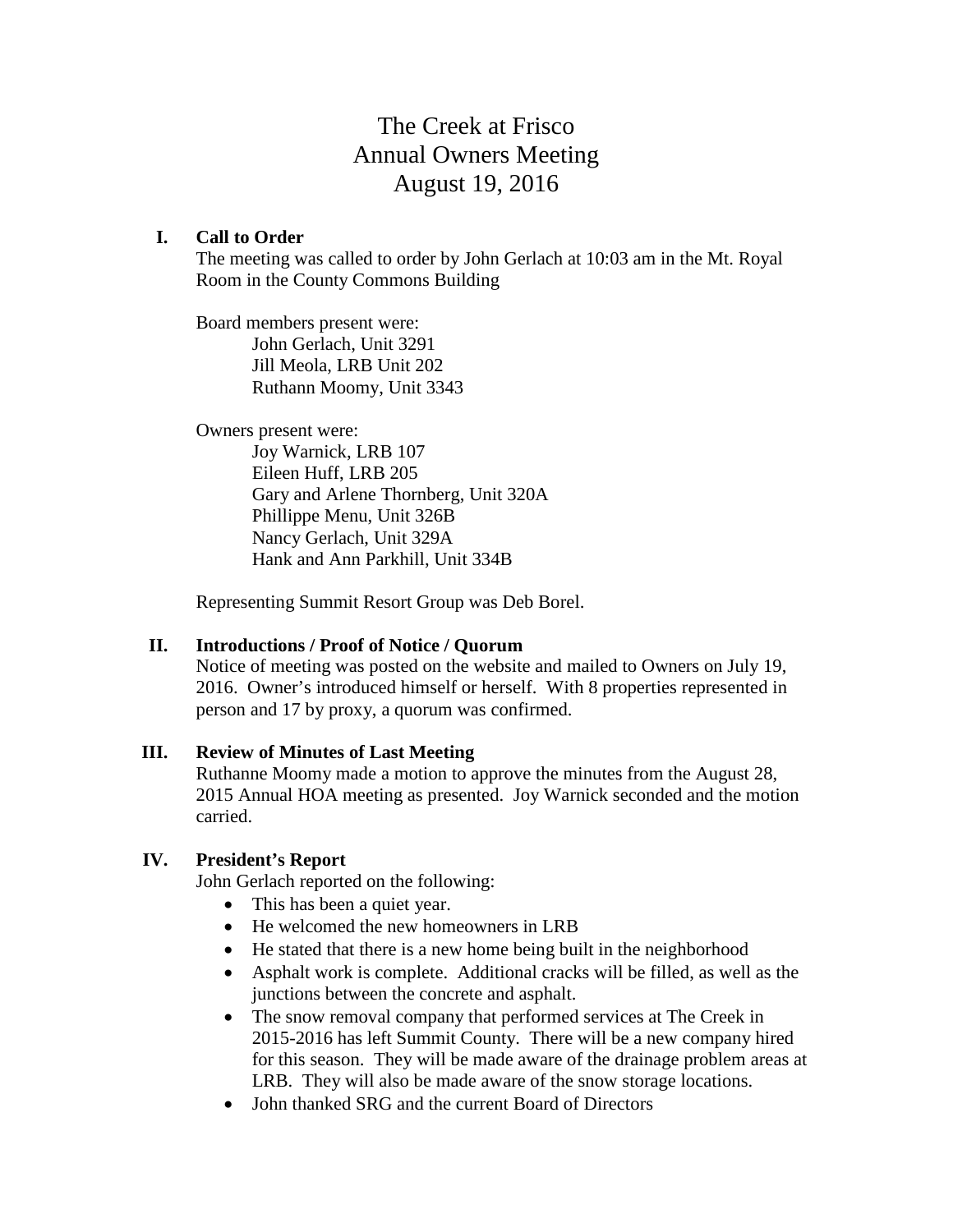# The Creek at Frisco
# Annual Owners Meeting
# August 19, 2016

## I. Call to Order

The meeting was called to order by John Gerlach at 10:03 am in the Mt. Royal Room in the County Commons Building

Board members present were:
- John Gerlach, Unit 3291
- Jill Meola, LRB Unit 202
- Ruthann Moomy, Unit 3343

Owners present were:
- Joy Warnick, LRB 107
- Eileen Huff, LRB 205
- Gary and Arlene Thornberg, Unit 320A
- Phillippe Menu, Unit 326B
- Nancy Gerlach, Unit 329A
- Hank and Ann Parkhill, Unit 334B

Representing Summit Resort Group was Deb Borel.

## II. Introductions / Proof of Notice / Quorum

Notice of meeting was posted on the website and mailed to Owners on July 19, 2016. Owner's introduced himself or herself. With 8 properties represented in person and 17 by proxy, a quorum was confirmed.

## III. Review of Minutes of Last Meeting

Ruthanne Moomy made a motion to approve the minutes from the August 28, 2015 Annual HOA meeting as presented. Joy Warnick seconded and the motion carried.

## IV. President's Report

John Gerlach reported on the following:

- This has been a quiet year.
- He welcomed the new homeowners in LRB
- He stated that there is a new home being built in the neighborhood
- Asphalt work is complete. Additional cracks will be filled, as well as the junctions between the concrete and asphalt.
- The snow removal company that performed services at The Creek in 2015-2016 has left Summit County. There will be a new company hired for this season. They will be made aware of the drainage problem areas at LRB. They will also be made aware of the snow storage locations.
- John thanked SRG and the current Board of Directors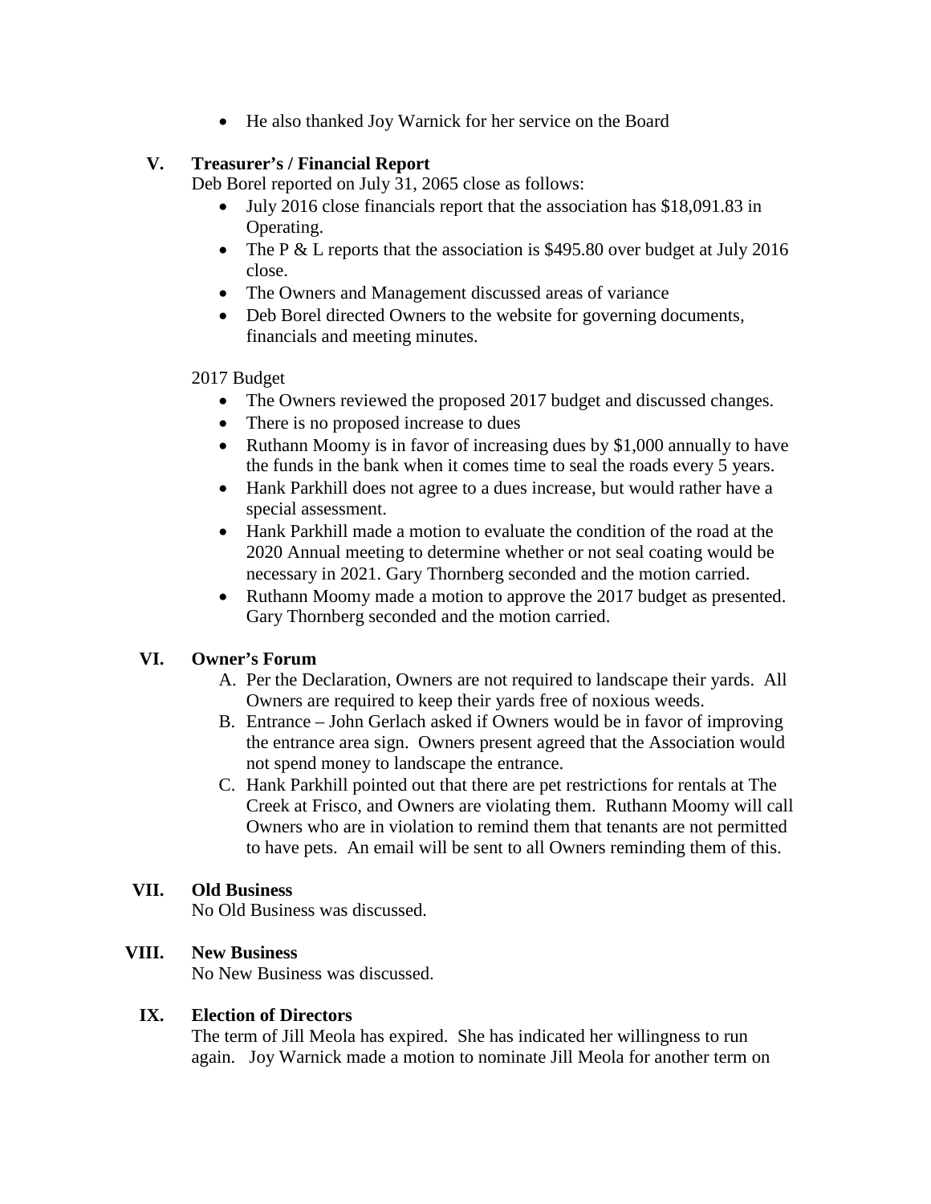- He also thanked Joy Warnick for her service on the Board

## V. Treasurer's / Financial Report

Deb Borel reported on July 31, 2065 close as follows:

- July 2016 close financials report that the association has $18,091.83 in Operating.
- The P & L reports that the association is $495.80 over budget at July 2016 close.
- The Owners and Management discussed areas of variance
- Deb Borel directed Owners to the website for governing documents, financials and meeting minutes.

2017 Budget

- The Owners reviewed the proposed 2017 budget and discussed changes.
- There is no proposed increase to dues
- Ruthann Moomy is in favor of increasing dues by $1,000 annually to have the funds in the bank when it comes time to seal the roads every 5 years.
- Hank Parkhill does not agree to a dues increase, but would rather have a special assessment.
- Hank Parkhill made a motion to evaluate the condition of the road at the 2020 Annual meeting to determine whether or not seal coating would be necessary in 2021. Gary Thornberg seconded and the motion carried.
- Ruthann Moomy made a motion to approve the 2017 budget as presented. Gary Thornberg seconded and the motion carried.

## VI. Owner's Forum

A. Per the Declaration, Owners are not required to landscape their yards. All Owners are required to keep their yards free of noxious weeds.

B. Entrance – John Gerlach asked if Owners would be in favor of improving the entrance area sign. Owners present agreed that the Association would not spend money to landscape the entrance.

C. Hank Parkhill pointed out that there are pet restrictions for rentals at The Creek at Frisco, and Owners are violating them. Ruthann Moomy will call Owners who are in violation to remind them that tenants are not permitted to have pets. An email will be sent to all Owners reminding them of this.

## VII. Old Business

No Old Business was discussed.

## VIII. New Business

No New Business was discussed.

## IX. Election of Directors

The term of Jill Meola has expired. She has indicated her willingness to run again. Joy Warnick made a motion to nominate Jill Meola for another term on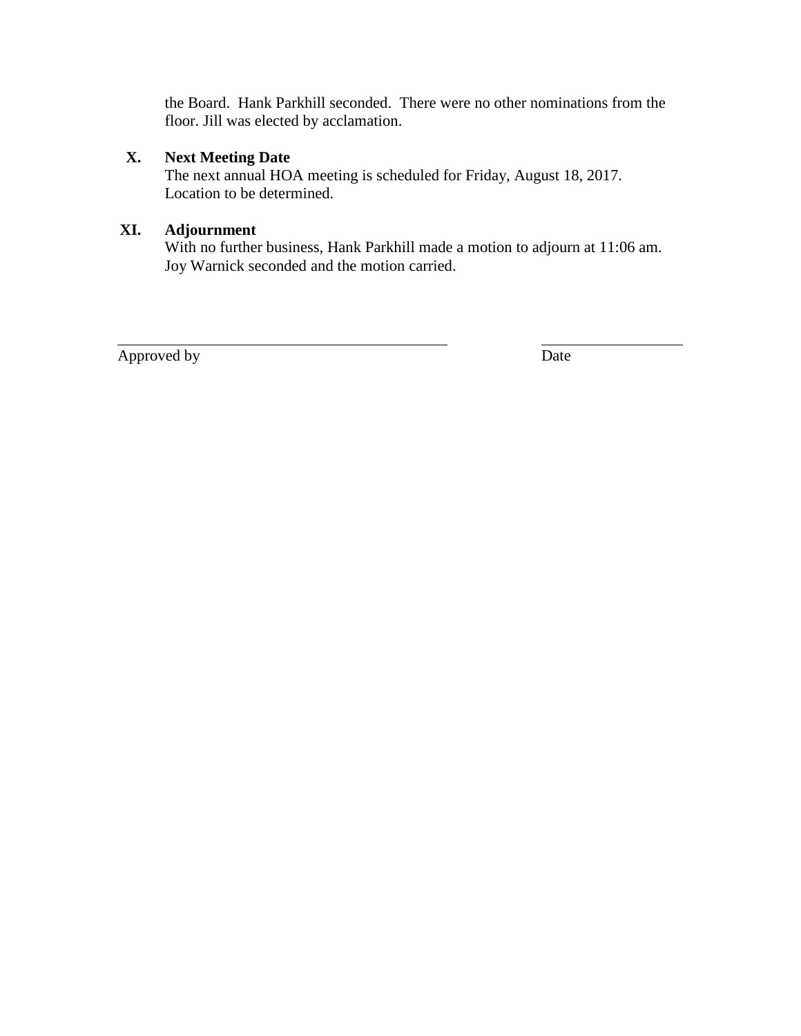the Board. Hank Parkhill seconded. There were no other nominations from the floor. Jill was elected by acclamation.

**X. Next Meeting Date**

The next annual HOA meeting is scheduled for Friday, August 18, 2017. Location to be determined.

**XI. Adjournment**

With no further business, Hank Parkhill made a motion to adjourn at 11:06 am. Joy Warnick seconded and the motion carried.

\_\_\_\_\_\_\_\_\_\_\_\_\_\_\_\_\_\_\_\_\_\_\_\_\_\_\_\_\_\_\_\_\_\_\_\_\_\_\_\_ \_\_\_\_\_\_\_\_\_\_\_\_\_\_\_\_\_\_\_\_

Approved by Date